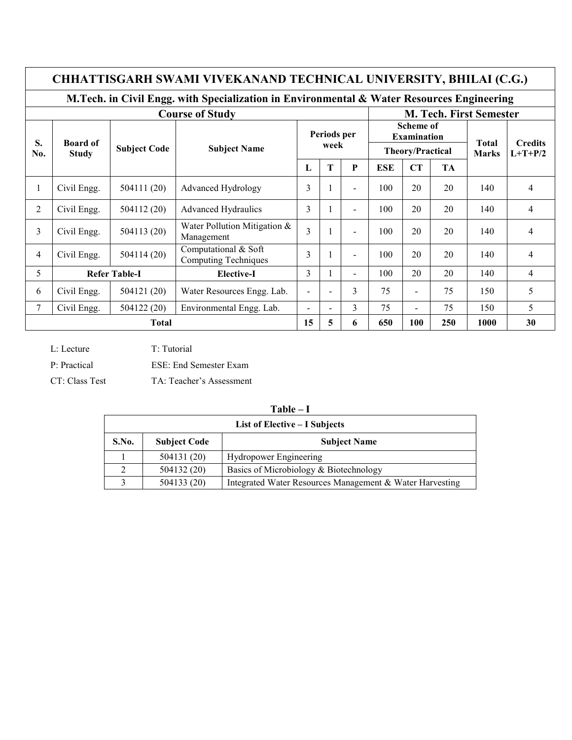# CHHATTISGARH SWAMI VIVEKANAND TECHNICAL UNIVERSITY, BHILAI (C.G.)

## M.Tech. in Civil Engg. with Specialization in Environmental & Water Resources Engineering

**Course of Study** — **M. Tech. First Semester**

| S. No. | Board of Study | Subject Code | Subject Name | Periods per week | | | Scheme of Examination Theory/Practical | | | Total Marks | Credits L+T+P/2 |
|---|---|---|---|---|---|---|---|---|---|---|---|
| | | | | L | T | P | ESE | CT | TA | | |
| 1 | Civil Engg. | 504111 (20) | Advanced Hydrology | 3 | 1 | - | 100 | 20 | 20 | 140 | 4 |
| 2 | Civil Engg. | 504112 (20) | Advanced Hydraulics | 3 | 1 | - | 100 | 20 | 20 | 140 | 4 |
| 3 | Civil Engg. | 504113 (20) | Water Pollution Mitigation & Management | 3 | 1 | - | 100 | 20 | 20 | 140 | 4 |
| 4 | Civil Engg. | 504114 (20) | Computational & Soft Computing Techniques | 3 | 1 | - | 100 | 20 | 20 | 140 | 4 |
| 5 | **Refer Table-I** | | **Elective-I** | 3 | 1 | - | 100 | 20 | 20 | 140 | 4 |
| 6 | Civil Engg. | 504121 (20) | Water Resources Engg. Lab. | - | - | 3 | 75 | - | 75 | 150 | 5 |
| 7 | Civil Engg. | 504122 (20) | Environmental Engg. Lab. | - | - | 3 | 75 | - | 75 | 150 | 5 |
| **Total** | | | | **15** | **5** | **6** | **650** | **100** | **250** | **1000** | **30** |

L: Lecture T: Tutorial

P: Practical ESE: End Semester Exam

CT: Class Test TA: Teacher's Assessment

**Table – I**

| List of Elective – I Subjects | | |
|---|---|---|
| **S.No.** | **Subject Code** | **Subject Name** |
| 1 | 504131 (20) | Hydropower Engineering |
| 2 | 504132 (20) | Basics of Microbiology & Biotechnology |
| 3 | 504133 (20) | Integrated Water Resources Management & Water Harvesting |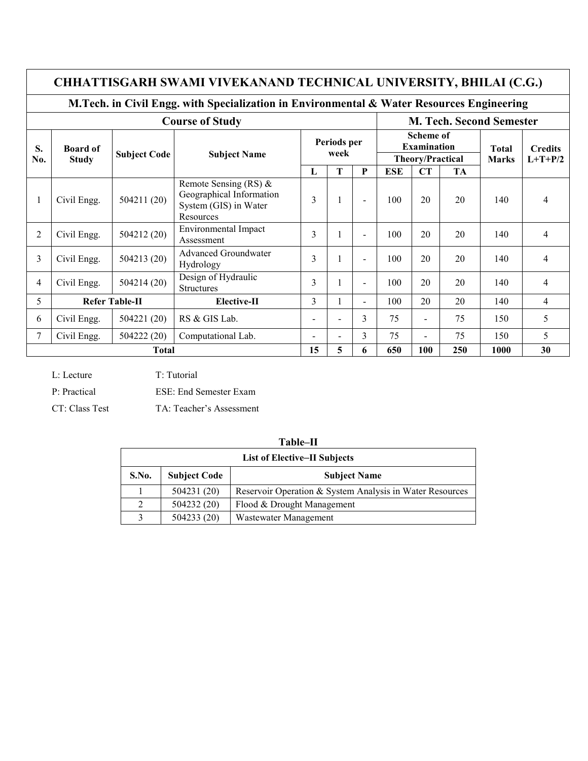# CHHATTISGARH SWAMI VIVEKANAND TECHNICAL UNIVERSITY, BHILAI (C.G.)

## M.Tech. in Civil Engg. with Specialization in Environmental & Water Resources Engineering

**Course of Study** — **M. Tech. Second Semester**

| S. No. | Board of Study | Subject Code | Subject Name | Periods per week | | | Scheme of Examination Theory/Practical | | | Total Marks | Credits L+T+P/2 |
|---|---|---|---|---|---|---|---|---|---|---|---|
| | | | | L | T | P | ESE | CT | TA | | |
| 1 | Civil Engg. | 504211 (20) | Remote Sensing (RS) & Geographical Information System (GIS) in Water Resources | 3 | 1 | - | 100 | 20 | 20 | 140 | 4 |
| 2 | Civil Engg. | 504212 (20) | Environmental Impact Assessment | 3 | 1 | - | 100 | 20 | 20 | 140 | 4 |
| 3 | Civil Engg. | 504213 (20) | Advanced Groundwater Hydrology | 3 | 1 | - | 100 | 20 | 20 | 140 | 4 |
| 4 | Civil Engg. | 504214 (20) | Design of Hydraulic Structures | 3 | 1 | - | 100 | 20 | 20 | 140 | 4 |
| 5 | Refer Table-II | | Elective-II | 3 | 1 | - | 100 | 20 | 20 | 140 | 4 |
| 6 | Civil Engg. | 504221 (20) | RS & GIS Lab. | - | - | 3 | 75 | - | 75 | 150 | 5 |
| 7 | Civil Engg. | 504222 (20) | Computational Lab. | - | - | 3 | 75 | - | 75 | 150 | 5 |
| | | | **Total** | **15** | **5** | **6** | **650** | **100** | **250** | **1000** | **30** |

L: Lecture — T: Tutorial

P: Practical — ESE: End Semester Exam

CT: Class Test — TA: Teacher's Assessment

**Table–II**

**List of Elective–II Subjects**

| S.No. | Subject Code | Subject Name |
|---|---|---|
| 1 | 504231 (20) | Reservoir Operation & System Analysis in Water Resources |
| 2 | 504232 (20) | Flood & Drought Management |
| 3 | 504233 (20) | Wastewater Management |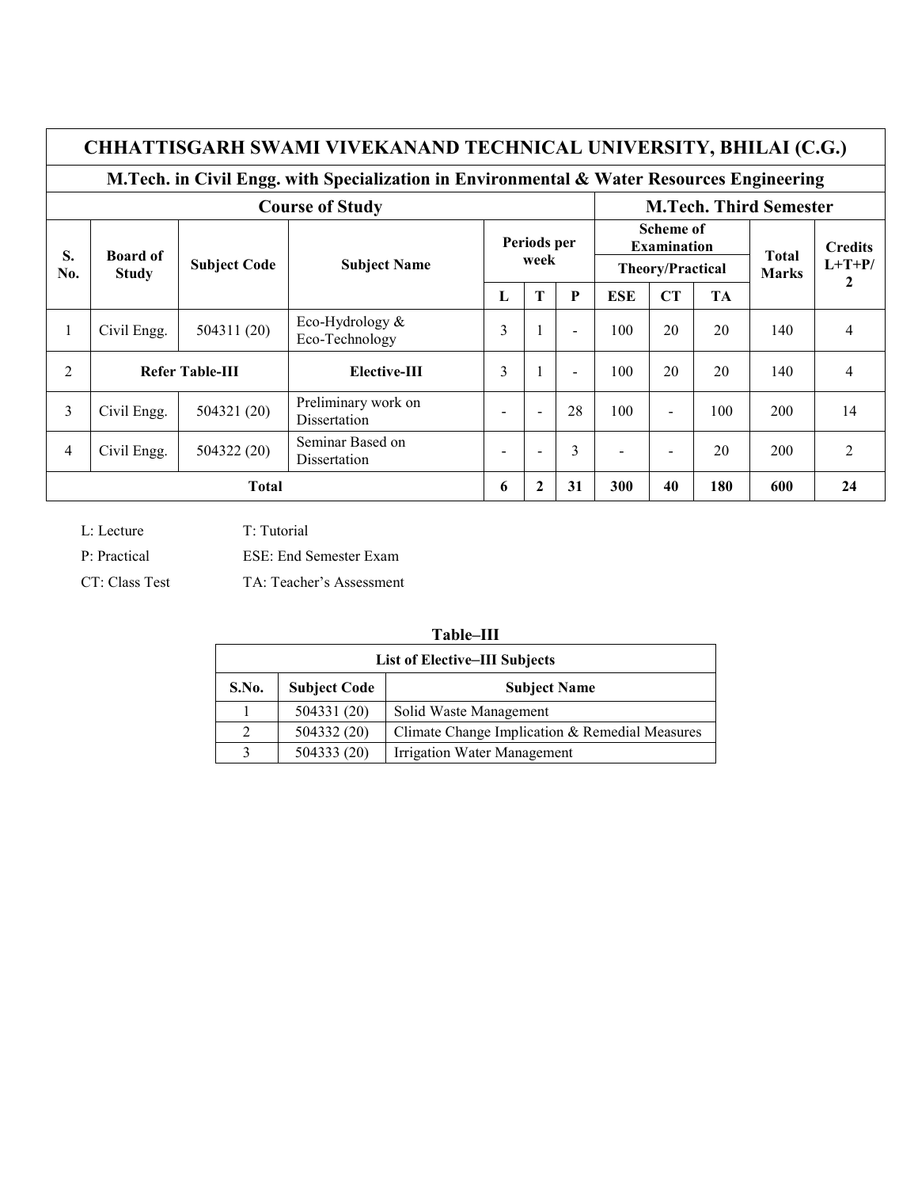# CHHATTISGARH SWAMI VIVEKANAND TECHNICAL UNIVERSITY, BHILAI (C.G.)

## M.Tech. in Civil Engg. with Specialization in Environmental & Water Resources Engineering

| Course of Study | | | | | | | M.Tech. Third Semester | | | | |
|---|---|---|---|---|---|---|---|---|---|---|---|
| **S. No.** | **Board of Study** | **Subject Code** | **Subject Name** | **Periods per week** | | | **Scheme of Examination Theory/Practical** | | | **Total Marks** | **Credits L+T+P/2** |
| | | | | **L** | **T** | **P** | **ESE** | **CT** | **TA** | | |
| 1 | Civil Engg. | 504311 (20) | Eco-Hydrology & Eco-Technology | 3 | 1 | - | 100 | 20 | 20 | 140 | 4 |
| 2 | **Refer Table-III** | | **Elective-III** | 3 | 1 | - | 100 | 20 | 20 | 140 | 4 |
| 3 | Civil Engg. | 504321 (20) | Preliminary work on Dissertation | - | - | 28 | 100 | - | 100 | 200 | 14 |
| 4 | Civil Engg. | 504322 (20) | Seminar Based on Dissertation | - | - | 3 | - | - | 20 | 200 | 2 |
| **Total** | | | | **6** | **2** | **31** | **300** | **40** | **180** | **600** | **24** |

L: Lecture  
T: Tutorial  
P: Practical  
ESE: End Semester Exam  
CT: Class Test  
TA: Teacher's Assessment

**Table–III**

| List of Elective–III Subjects | | |
|---|---|---|
| **S.No.** | **Subject Code** | **Subject Name** |
| 1 | 504331 (20) | Solid Waste Management |
| 2 | 504332 (20) | Climate Change Implication & Remedial Measures |
| 3 | 504333 (20) | Irrigation Water Management |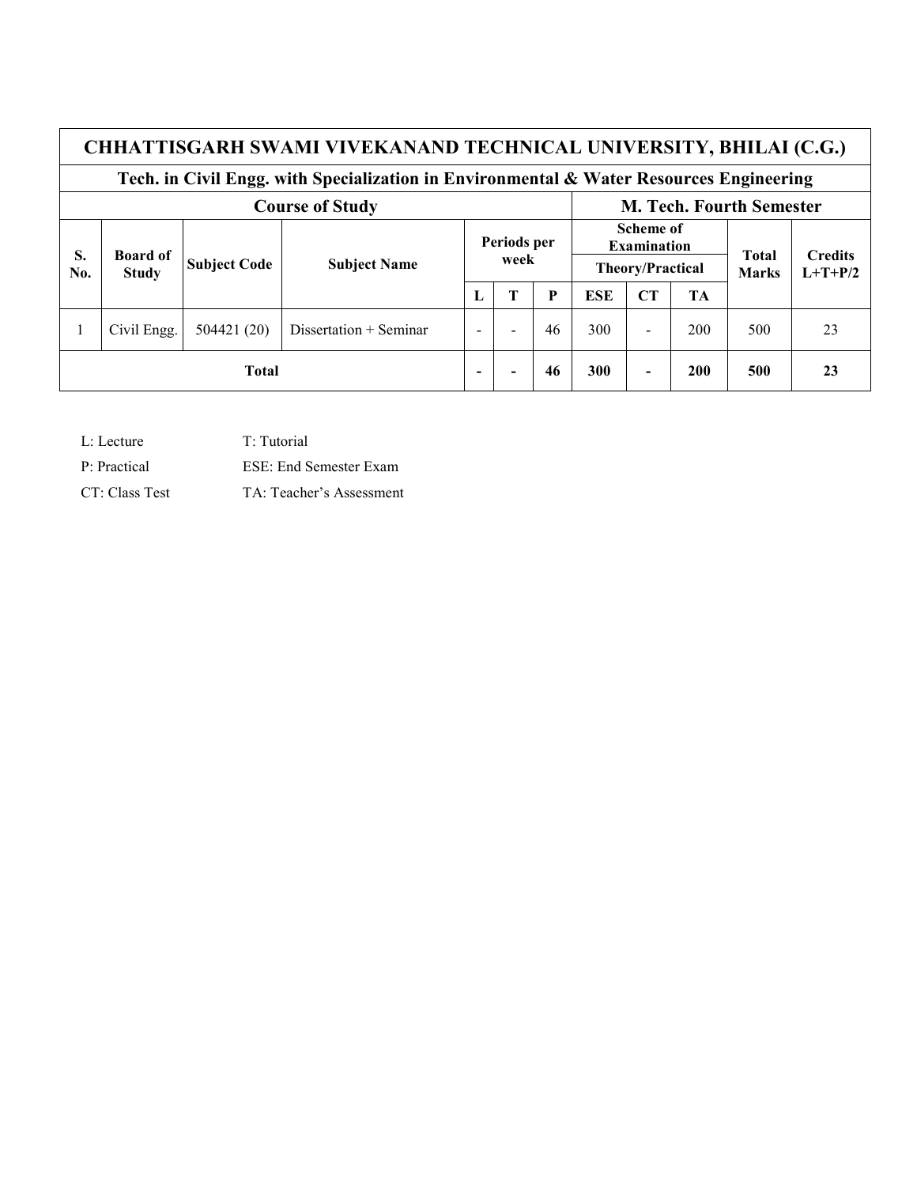| CHHATTISGARH SWAMI VIVEKANAND TECHNICAL UNIVERSITY, BHILAI (C.G.) | | | | | | | | | | | | |
|---|---|---|---|---|---|---|---|---|---|---|---|---|
| Tech. in Civil Engg. with Specialization in Environmental & Water Resources Engineering | | | | | | | | | | | | |
| Course of Study | | | | | | | M. Tech. Fourth Semester | | | | | |
| S. No. | Board of Study | Subject Code | Subject Name | Periods per week | | | Scheme of Examination Theory/Practical | | | Total Marks | Credits L+T+P/2 |
| | | | | L | T | P | ESE | CT | TA | | |
| 1 | Civil Engg. | 504421 (20) | Dissertation + Seminar | - | - | 46 | 300 | - | 200 | 500 | 23 |
| Total | | | | - | - | 46 | 300 | - | 200 | 500 | 23 |

L: Lecture T: Tutorial

P: Practical ESE: End Semester Exam

CT: Class Test TA: Teacher's Assessment